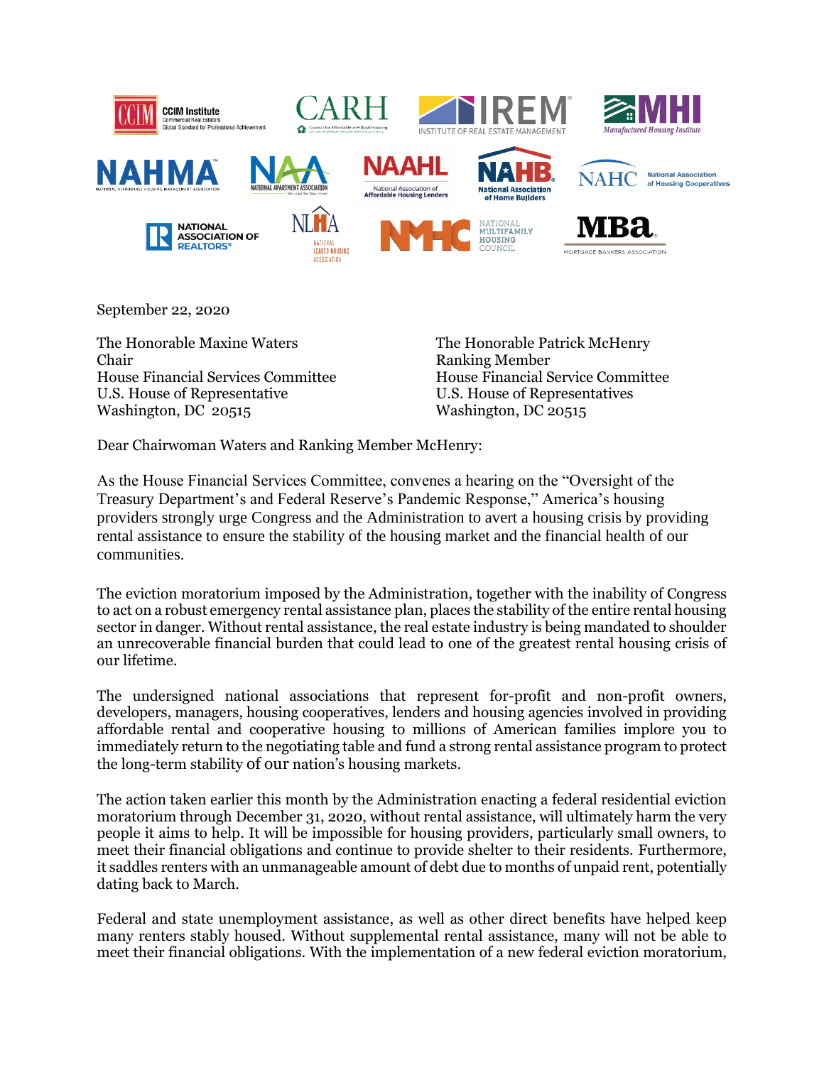September 22, 2020

The Honorable Maxine Waters
Chair
House Financial Services Committee
U.S. House of Representative
Washington, DC 20515

The Honorable Patrick McHenry
Ranking Member
House Financial Service Committee
U.S. House of Representatives
Washington, DC 20515

Dear Chairwoman Waters and Ranking Member McHenry:

As the House Financial Services Committee, convenes a hearing on the "Oversight of the Treasury Department's and Federal Reserve's Pandemic Response," America's housing providers strongly urge Congress and the Administration to avert a housing crisis by providing rental assistance to ensure the stability of the housing market and the financial health of our communities.

The eviction moratorium imposed by the Administration, together with the inability of Congress to act on a robust emergency rental assistance plan, places the stability of the entire rental housing sector in danger. Without rental assistance, the real estate industry is being mandated to shoulder an unrecoverable financial burden that could lead to one of the greatest rental housing crisis of our lifetime.

The undersigned national associations that represent for-profit and non-profit owners, developers, managers, housing cooperatives, lenders and housing agencies involved in providing affordable rental and cooperative housing to millions of American families implore you to immediately return to the negotiating table and fund a strong rental assistance program to protect the long-term stability of our nation's housing markets.

The action taken earlier this month by the Administration enacting a federal residential eviction moratorium through December 31, 2020, without rental assistance, will ultimately harm the very people it aims to help. It will be impossible for housing providers, particularly small owners, to meet their financial obligations and continue to provide shelter to their residents. Furthermore, it saddles renters with an unmanageable amount of debt due to months of unpaid rent, potentially dating back to March.

Federal and state unemployment assistance, as well as other direct benefits have helped keep many renters stably housed. Without supplemental rental assistance, many will not be able to meet their financial obligations. With the implementation of a new federal eviction moratorium,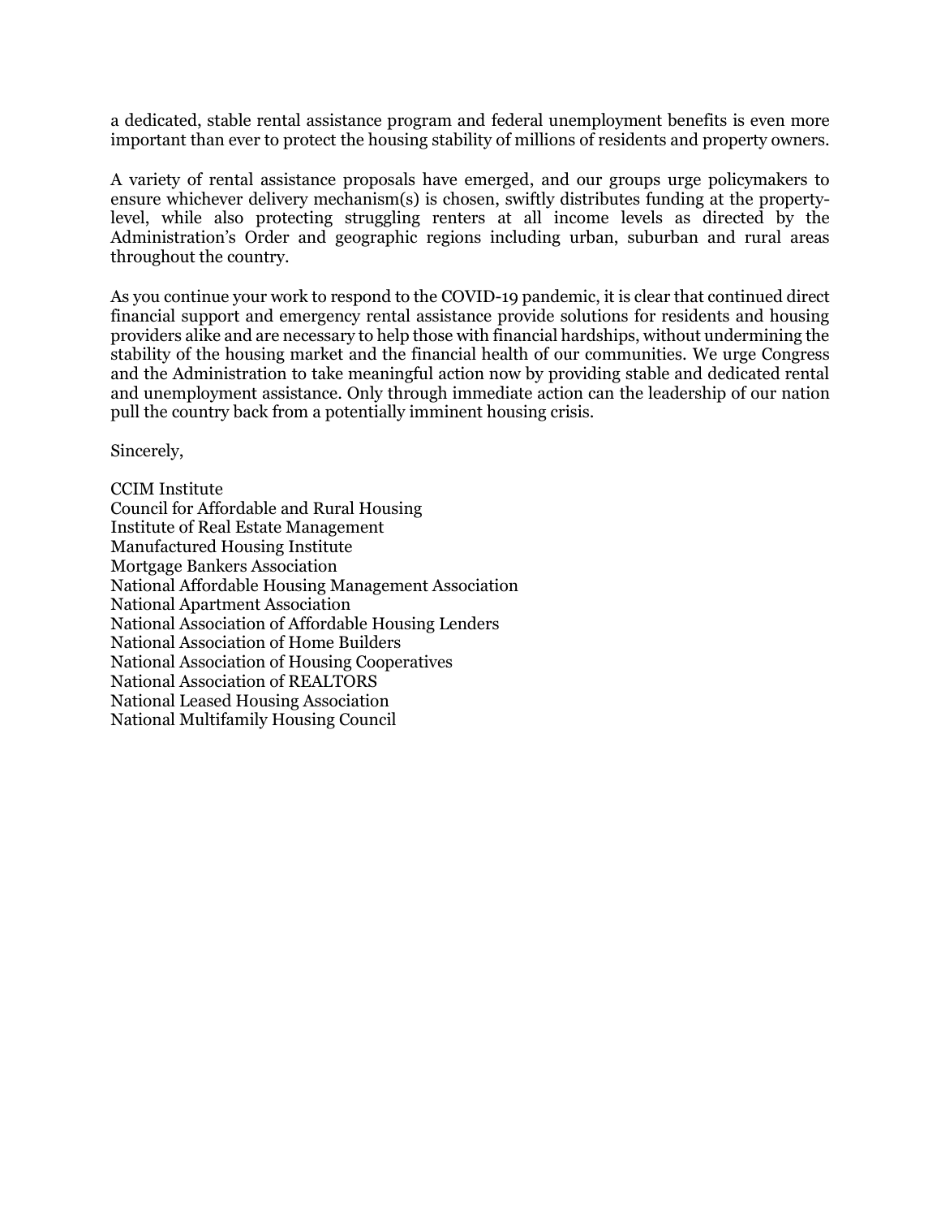a dedicated, stable rental assistance program and federal unemployment benefits is even more important than ever to protect the housing stability of millions of residents and property owners.

A variety of rental assistance proposals have emerged, and our groups urge policymakers to ensure whichever delivery mechanism(s) is chosen, swiftly distributes funding at the property-level, while also protecting struggling renters at all income levels as directed by the Administration's Order and geographic regions including urban, suburban and rural areas throughout the country.

As you continue your work to respond to the COVID-19 pandemic, it is clear that continued direct financial support and emergency rental assistance provide solutions for residents and housing providers alike and are necessary to help those with financial hardships, without undermining the stability of the housing market and the financial health of our communities. We urge Congress and the Administration to take meaningful action now by providing stable and dedicated rental and unemployment assistance. Only through immediate action can the leadership of our nation pull the country back from a potentially imminent housing crisis.

Sincerely,

CCIM Institute  
Council for Affordable and Rural Housing  
Institute of Real Estate Management  
Manufactured Housing Institute  
Mortgage Bankers Association  
National Affordable Housing Management Association  
National Apartment Association  
National Association of Affordable Housing Lenders  
National Association of Home Builders  
National Association of Housing Cooperatives  
National Association of REALTORS  
National Leased Housing Association  
National Multifamily Housing Council